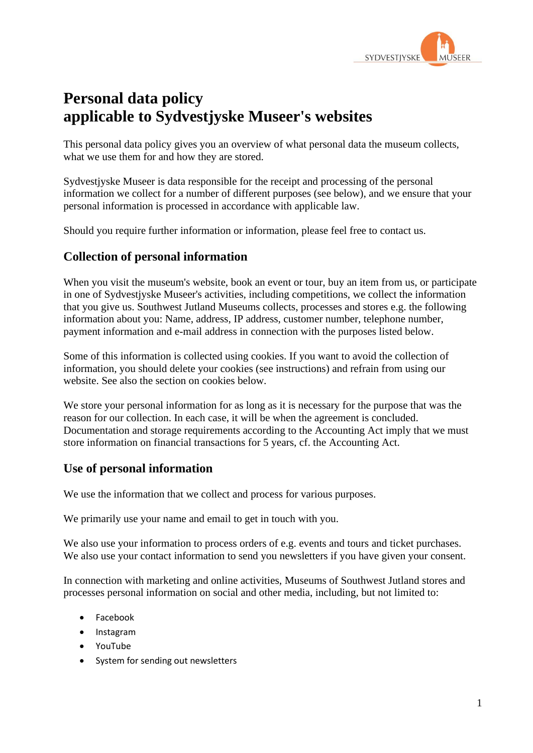# Personal data policy
# applicable to Sydvestjyske Museer's websites

This personal data policy gives you an overview of what personal data the museum collects, what we use them for and how they are stored.

Sydvestjyske Museer is data responsible for the receipt and processing of the personal information we collect for a number of different purposes (see below), and we ensure that your personal information is processed in accordance with applicable law.

Should you require further information or information, please feel free to contact us.

## Collection of personal information

When you visit the museum's website, book an event or tour, buy an item from us, or participate in one of Sydvestjyske Museer's activities, including competitions, we collect the information that you give us. Southwest Jutland Museums collects, processes and stores e.g. the following information about you: Name, address, IP address, customer number, telephone number, payment information and e-mail address in connection with the purposes listed below.

Some of this information is collected using cookies. If you want to avoid the collection of information, you should delete your cookies (see instructions) and refrain from using our website. See also the section on cookies below.

We store your personal information for as long as it is necessary for the purpose that was the reason for our collection. In each case, it will be when the agreement is concluded. Documentation and storage requirements according to the Accounting Act imply that we must store information on financial transactions for 5 years, cf. the Accounting Act.

## Use of personal information

We use the information that we collect and process for various purposes.

We primarily use your name and email to get in touch with you.

We also use your information to process orders of e.g. events and tours and ticket purchases. We also use your contact information to send you newsletters if you have given your consent.

In connection with marketing and online activities, Museums of Southwest Jutland stores and processes personal information on social and other media, including, but not limited to:

- Facebook
- Instagram
- YouTube
- System for sending out newsletters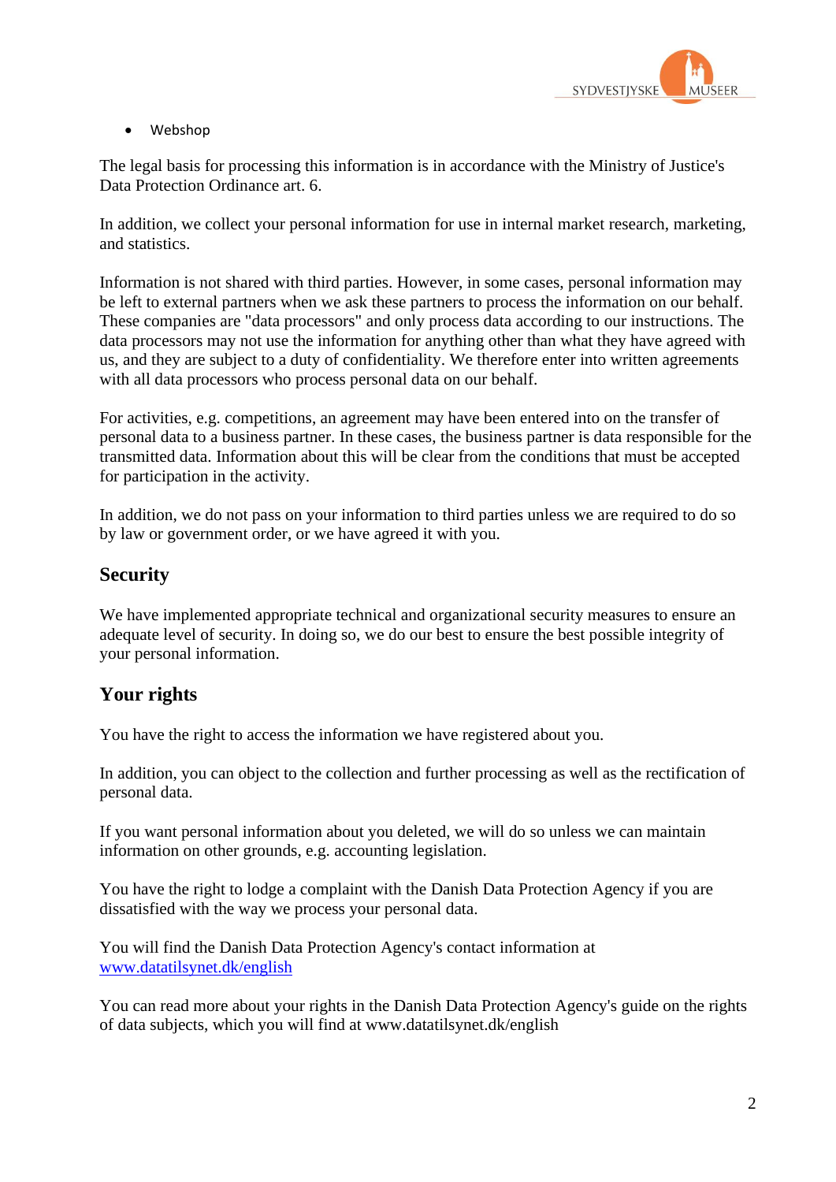- Webshop

The legal basis for processing this information is in accordance with the Ministry of Justice's Data Protection Ordinance art. 6.

In addition, we collect your personal information for use in internal market research, marketing, and statistics.

Information is not shared with third parties. However, in some cases, personal information may be left to external partners when we ask these partners to process the information on our behalf. These companies are "data processors" and only process data according to our instructions. The data processors may not use the information for anything other than what they have agreed with us, and they are subject to a duty of confidentiality. We therefore enter into written agreements with all data processors who process personal data on our behalf.

For activities, e.g. competitions, an agreement may have been entered into on the transfer of personal data to a business partner. In these cases, the business partner is data responsible for the transmitted data. Information about this will be clear from the conditions that must be accepted for participation in the activity.

In addition, we do not pass on your information to third parties unless we are required to do so by law or government order, or we have agreed it with you.

## Security

We have implemented appropriate technical and organizational security measures to ensure an adequate level of security. In doing so, we do our best to ensure the best possible integrity of your personal information.

## Your rights

You have the right to access the information we have registered about you.

In addition, you can object to the collection and further processing as well as the rectification of personal data.

If you want personal information about you deleted, we will do so unless we can maintain information on other grounds, e.g. accounting legislation.

You have the right to lodge a complaint with the Danish Data Protection Agency if you are dissatisfied with the way we process your personal data.

You will find the Danish Data Protection Agency's contact information at [www.datatilsynet.dk/english](http://www.datatilsynet.dk/english)

You can read more about your rights in the Danish Data Protection Agency's guide on the rights of data subjects, which you will find at www.datatilsynet.dk/english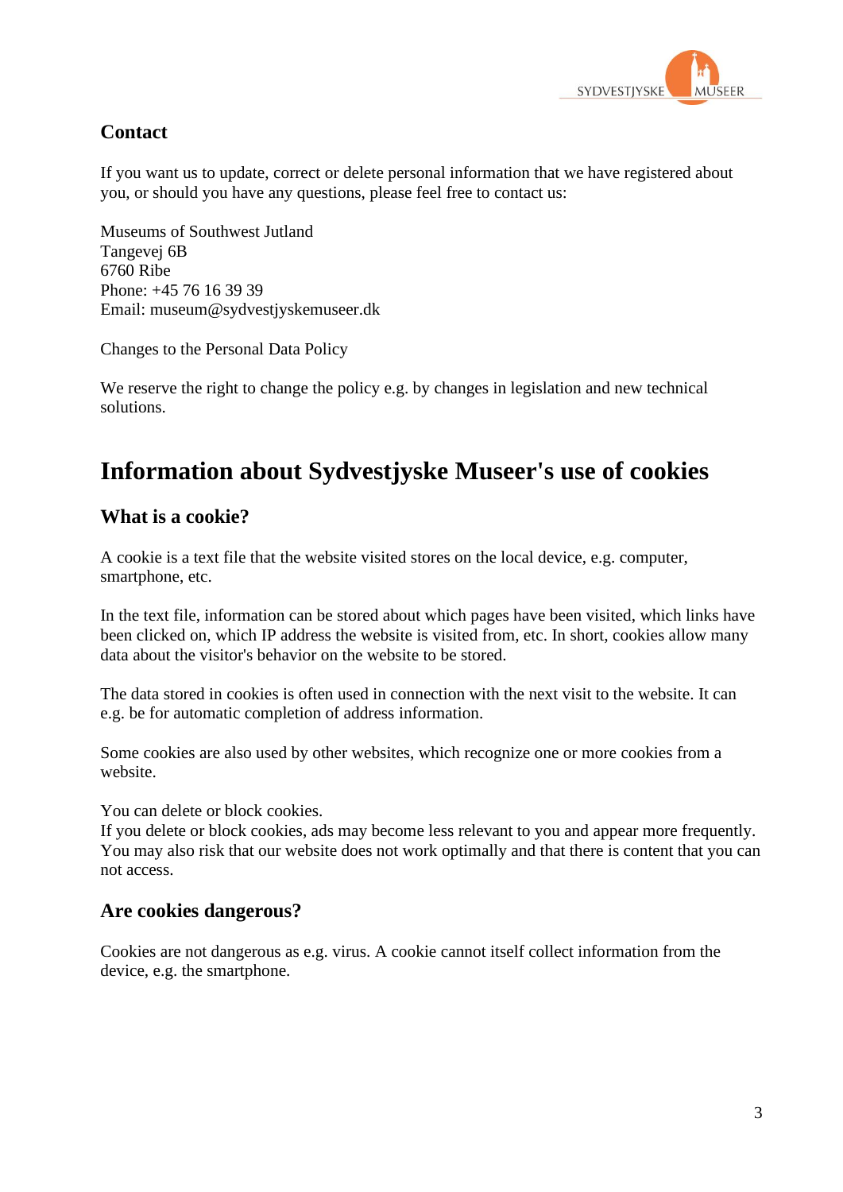## Contact

If you want us to update, correct or delete personal information that we have registered about you, or should you have any questions, please feel free to contact us:

Museums of Southwest Jutland
Tangevej 6B
6760 Ribe
Phone: +45 76 16 39 39
Email: museum@sydvestjyskemuseer.dk

Changes to the Personal Data Policy

We reserve the right to change the policy e.g. by changes in legislation and new technical solutions.

# Information about Sydvestjyske Museer's use of cookies

## What is a cookie?

A cookie is a text file that the website visited stores on the local device, e.g. computer, smartphone, etc.

In the text file, information can be stored about which pages have been visited, which links have been clicked on, which IP address the website is visited from, etc. In short, cookies allow many data about the visitor's behavior on the website to be stored.

The data stored in cookies is often used in connection with the next visit to the website. It can e.g. be for automatic completion of address information.

Some cookies are also used by other websites, which recognize one or more cookies from a website.

You can delete or block cookies.
If you delete or block cookies, ads may become less relevant to you and appear more frequently. You may also risk that our website does not work optimally and that there is content that you can not access.

## Are cookies dangerous?

Cookies are not dangerous as e.g. virus. A cookie cannot itself collect information from the device, e.g. the smartphone.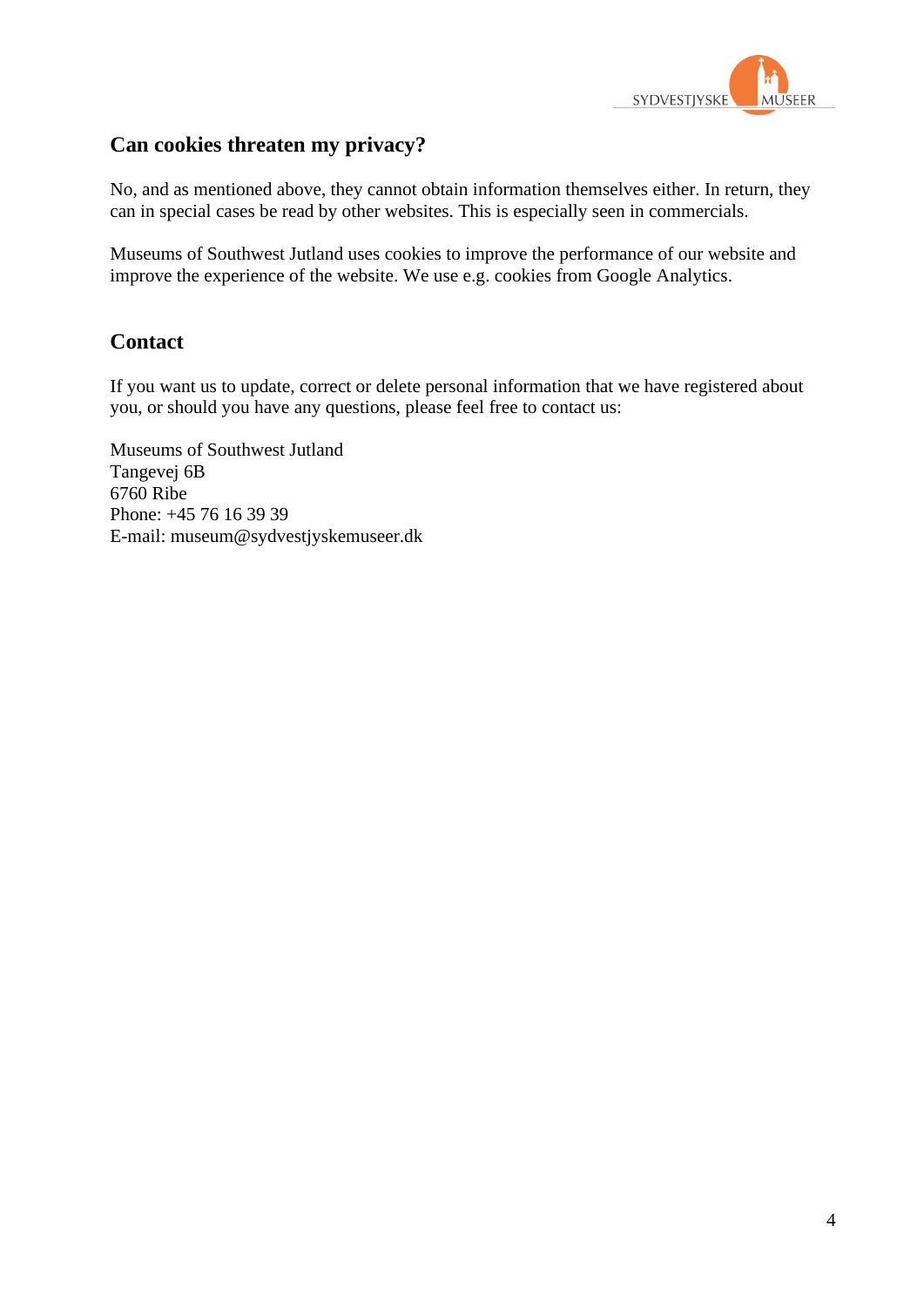## Can cookies threaten my privacy?

No, and as mentioned above, they cannot obtain information themselves either. In return, they can in special cases be read by other websites. This is especially seen in commercials.

Museums of Southwest Jutland uses cookies to improve the performance of our website and improve the experience of the website. We use e.g. cookies from Google Analytics.

## Contact

If you want us to update, correct or delete personal information that we have registered about you, or should you have any questions, please feel free to contact us:

Museums of Southwest Jutland
Tangevej 6B
6760 Ribe
Phone: +45 76 16 39 39
E-mail: museum@sydvestjyskemuseer.dk